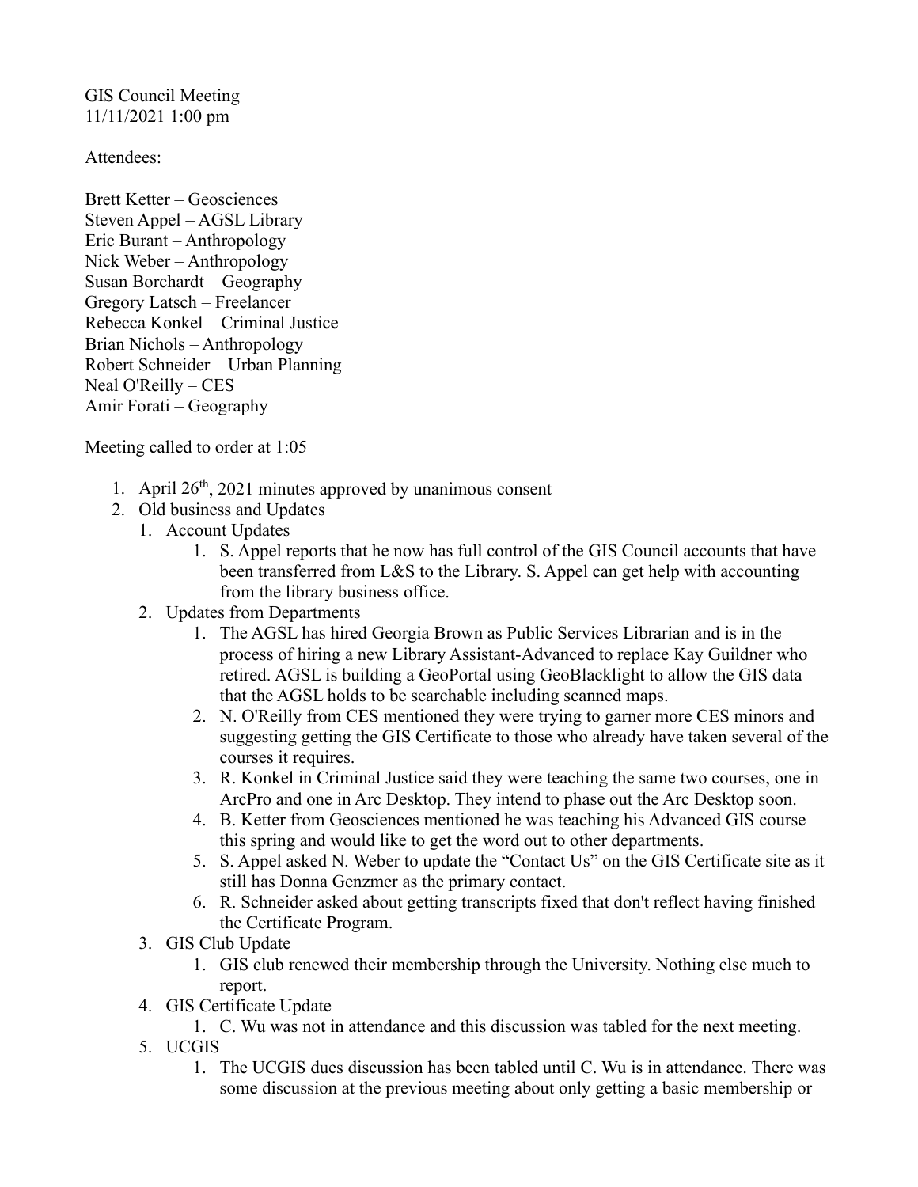GIS Council Meeting
11/11/2021 1:00 pm

Attendees:

Brett Ketter – Geosciences
Steven Appel – AGSL Library
Eric Burant – Anthropology
Nick Weber – Anthropology
Susan Borchardt – Geography
Gregory Latsch – Freelancer
Rebecca Konkel – Criminal Justice
Brian Nichols – Anthropology
Robert Schneider – Urban Planning
Neal O'Reilly – CES
Amir Forati – Geography

Meeting called to order at 1:05

1. April 26th, 2021 minutes approved by unanimous consent
2. Old business and Updates
   1. Account Updates
      1. S. Appel reports that he now has full control of the GIS Council accounts that have been transferred from L&S to the Library. S. Appel can get help with accounting from the library business office.
   2. Updates from Departments
      1. The AGSL has hired Georgia Brown as Public Services Librarian and is in the process of hiring a new Library Assistant-Advanced to replace Kay Guildner who retired. AGSL is building a GeoPortal using GeoBlacklight to allow the GIS data that the AGSL holds to be searchable including scanned maps.
      2. N. O'Reilly from CES mentioned they were trying to garner more CES minors and suggesting getting the GIS Certificate to those who already have taken several of the courses it requires.
      3. R. Konkel in Criminal Justice said they were teaching the same two courses, one in ArcPro and one in Arc Desktop. They intend to phase out the Arc Desktop soon.
      4. B. Ketter from Geosciences mentioned he was teaching his Advanced GIS course this spring and would like to get the word out to other departments.
      5. S. Appel asked N. Weber to update the "Contact Us" on the GIS Certificate site as it still has Donna Genzmer as the primary contact.
      6. R. Schneider asked about getting transcripts fixed that don't reflect having finished the Certificate Program.
   3. GIS Club Update
      1. GIS club renewed their membership through the University. Nothing else much to report.
   4. GIS Certificate Update
      1. C. Wu was not in attendance and this discussion was tabled for the next meeting.
   5. UCGIS
      1. The UCGIS dues discussion has been tabled until C. Wu is in attendance. There was some discussion at the previous meeting about only getting a basic membership or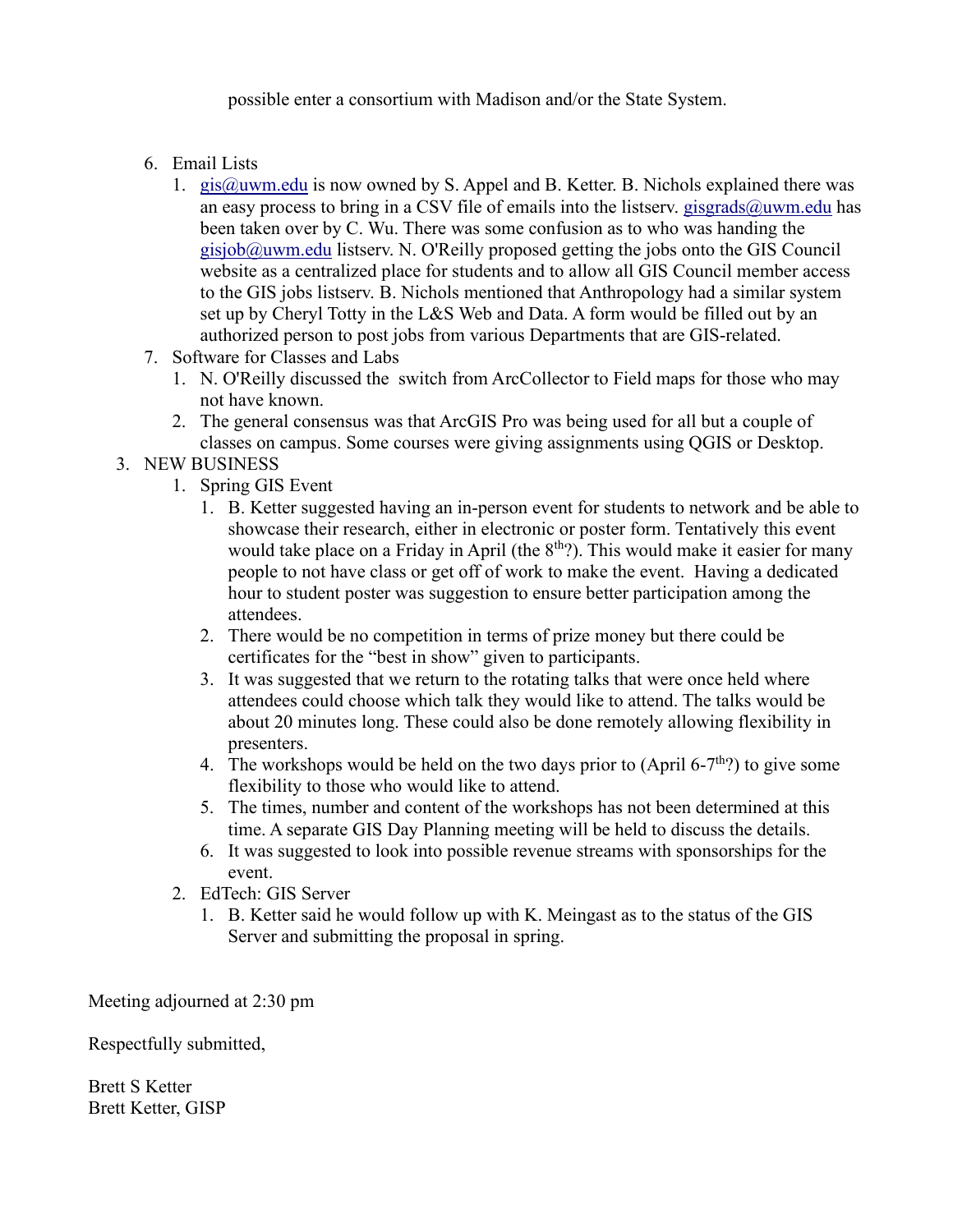possible enter a consortium with Madison and/or the State System.

6. Email Lists
   1. gis@uwm.edu is now owned by S. Appel and B. Ketter. B. Nichols explained there was an easy process to bring in a CSV file of emails into the listserv. gisgrads@uwm.edu has been taken over by C. Wu. There was some confusion as to who was handing the gisjob@uwm.edu listserv. N. O'Reilly proposed getting the jobs onto the GIS Council website as a centralized place for students and to allow all GIS Council member access to the GIS jobs listserv. B. Nichols mentioned that Anthropology had a similar system set up by Cheryl Totty in the L&S Web and Data. A form would be filled out by an authorized person to post jobs from various Departments that are GIS-related.
7. Software for Classes and Labs
   1. N. O'Reilly discussed the switch from ArcCollector to Field maps for those who may not have known.
   2. The general consensus was that ArcGIS Pro was being used for all but a couple of classes on campus. Some courses were giving assignments using QGIS or Desktop.

3. NEW BUSINESS
   1. Spring GIS Event
      1. B. Ketter suggested having an in-person event for students to network and be able to showcase their research, either in electronic or poster form. Tentatively this event would take place on a Friday in April (the 8th?). This would make it easier for many people to not have class or get off of work to make the event. Having a dedicated hour to student poster was suggestion to ensure better participation among the attendees.
      2. There would be no competition in terms of prize money but there could be certificates for the "best in show" given to participants.
      3. It was suggested that we return to the rotating talks that were once held where attendees could choose which talk they would like to attend. The talks would be about 20 minutes long. These could also be done remotely allowing flexibility in presenters.
      4. The workshops would be held on the two days prior to (April 6-7th?) to give some flexibility to those who would like to attend.
      5. The times, number and content of the workshops has not been determined at this time. A separate GIS Day Planning meeting will be held to discuss the details.
      6. It was suggested to look into possible revenue streams with sponsorships for the event.
   2. EdTech: GIS Server
      1. B. Ketter said he would follow up with K. Meingast as to the status of the GIS Server and submitting the proposal in spring.

Meeting adjourned at 2:30 pm

Respectfully submitted,

Brett S Ketter
Brett Ketter, GISP